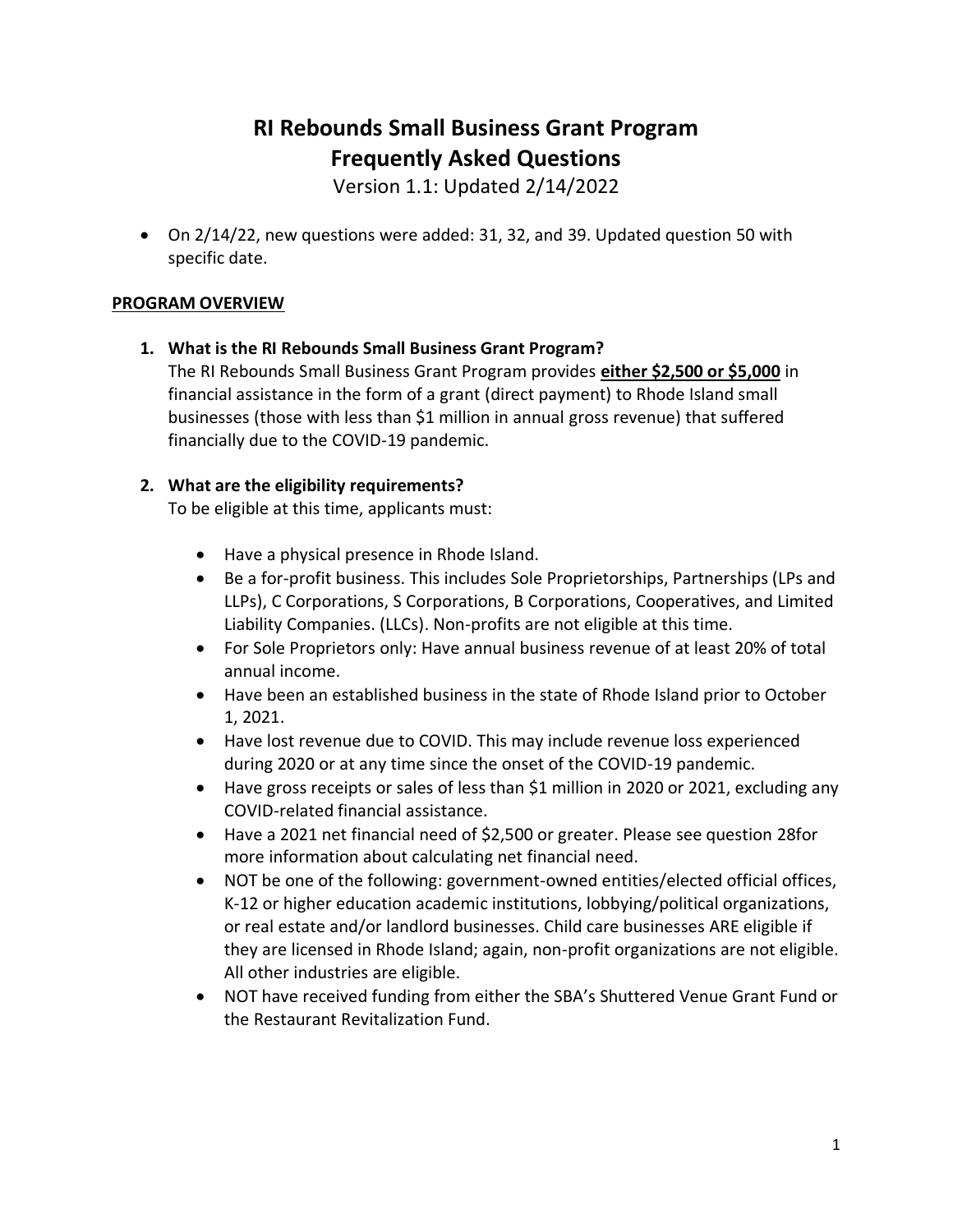# RI Rebounds Small Business Grant Program
# Frequently Asked Questions

Version 1.1: Updated 2/14/2022

- On 2/14/22, new questions were added: 31, 32, and 39. Updated question 50 with specific date.

## PROGRAM OVERVIEW

1. **What is the RI Rebounds Small Business Grant Program?**
   The RI Rebounds Small Business Grant Program provides **either $2,500 or $5,000** in financial assistance in the form of a grant (direct payment) to Rhode Island small businesses (those with less than $1 million in annual gross revenue) that suffered financially due to the COVID-19 pandemic.

2. **What are the eligibility requirements?**
   To be eligible at this time, applicants must:

   - Have a physical presence in Rhode Island.
   - Be a for-profit business. This includes Sole Proprietorships, Partnerships (LPs and LLPs), C Corporations, S Corporations, B Corporations, Cooperatives, and Limited Liability Companies. (LLCs). Non-profits are not eligible at this time.
   - For Sole Proprietors only: Have annual business revenue of at least 20% of total annual income.
   - Have been an established business in the state of Rhode Island prior to October 1, 2021.
   - Have lost revenue due to COVID. This may include revenue loss experienced during 2020 or at any time since the onset of the COVID-19 pandemic.
   - Have gross receipts or sales of less than $1 million in 2020 or 2021, excluding any COVID-related financial assistance.
   - Have a 2021 net financial need of $2,500 or greater. Please see question 28for more information about calculating net financial need.
   - NOT be one of the following: government-owned entities/elected official offices, K-12 or higher education academic institutions, lobbying/political organizations, or real estate and/or landlord businesses. Child care businesses ARE eligible if they are licensed in Rhode Island; again, non-profit organizations are not eligible. All other industries are eligible.
   - NOT have received funding from either the SBA's Shuttered Venue Grant Fund or the Restaurant Revitalization Fund.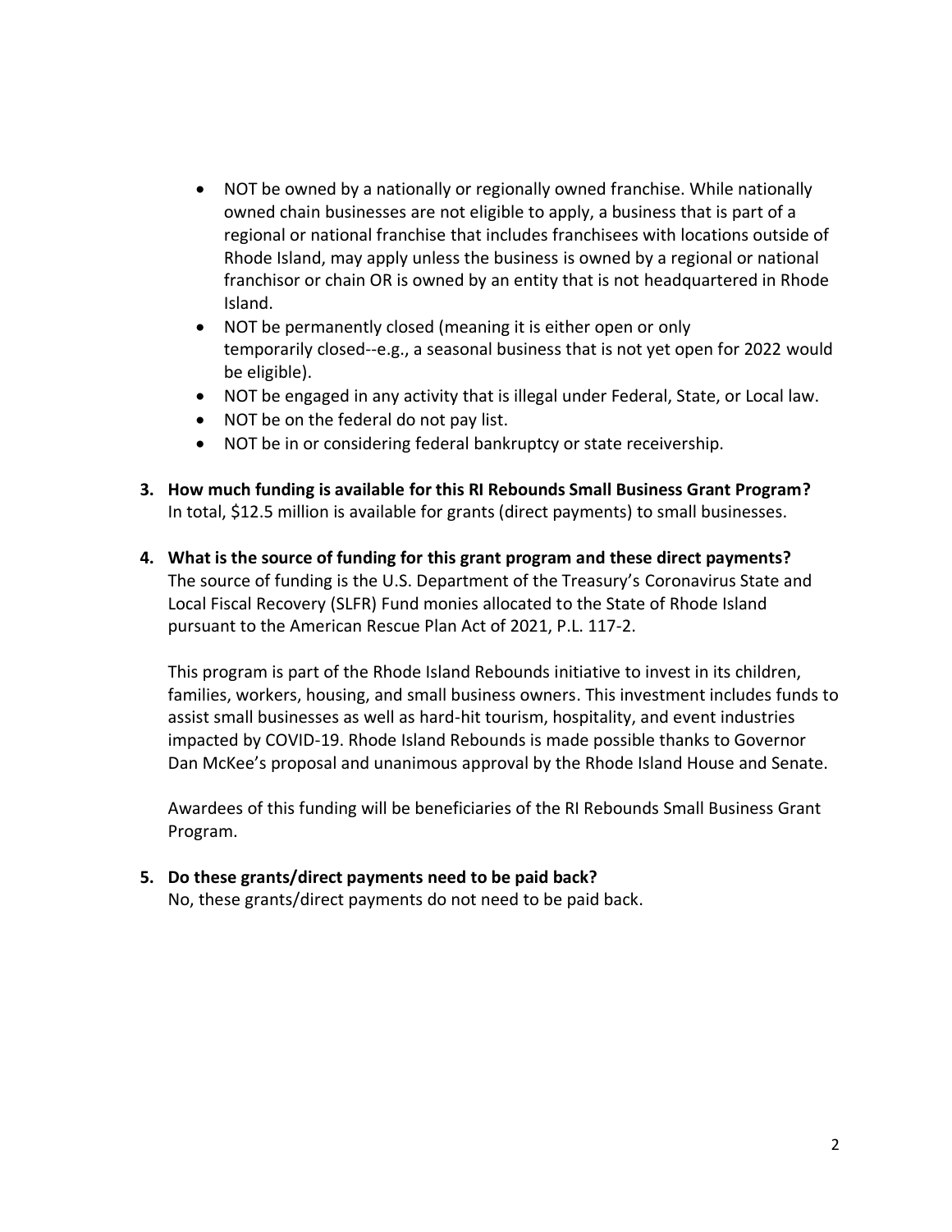- NOT be owned by a nationally or regionally owned franchise. While nationally owned chain businesses are not eligible to apply, a business that is part of a regional or national franchise that includes franchisees with locations outside of Rhode Island, may apply unless the business is owned by a regional or national franchisor or chain OR is owned by an entity that is not headquartered in Rhode Island.
- NOT be permanently closed (meaning it is either open or only temporarily closed--e.g., a seasonal business that is not yet open for 2022 would be eligible).
- NOT be engaged in any activity that is illegal under Federal, State, or Local law.
- NOT be on the federal do not pay list.
- NOT be in or considering federal bankruptcy or state receivership.

3. **How much funding is available for this RI Rebounds Small Business Grant Program?**
   In total, $12.5 million is available for grants (direct payments) to small businesses.

4. **What is the source of funding for this grant program and these direct payments?**
   The source of funding is the U.S. Department of the Treasury's Coronavirus State and Local Fiscal Recovery (SLFR) Fund monies allocated to the State of Rhode Island pursuant to the American Rescue Plan Act of 2021, P.L. 117-2.

   This program is part of the Rhode Island Rebounds initiative to invest in its children, families, workers, housing, and small business owners. This investment includes funds to assist small businesses as well as hard-hit tourism, hospitality, and event industries impacted by COVID-19. Rhode Island Rebounds is made possible thanks to Governor Dan McKee's proposal and unanimous approval by the Rhode Island House and Senate.

   Awardees of this funding will be beneficiaries of the RI Rebounds Small Business Grant Program.

5. **Do these grants/direct payments need to be paid back?**
   No, these grants/direct payments do not need to be paid back.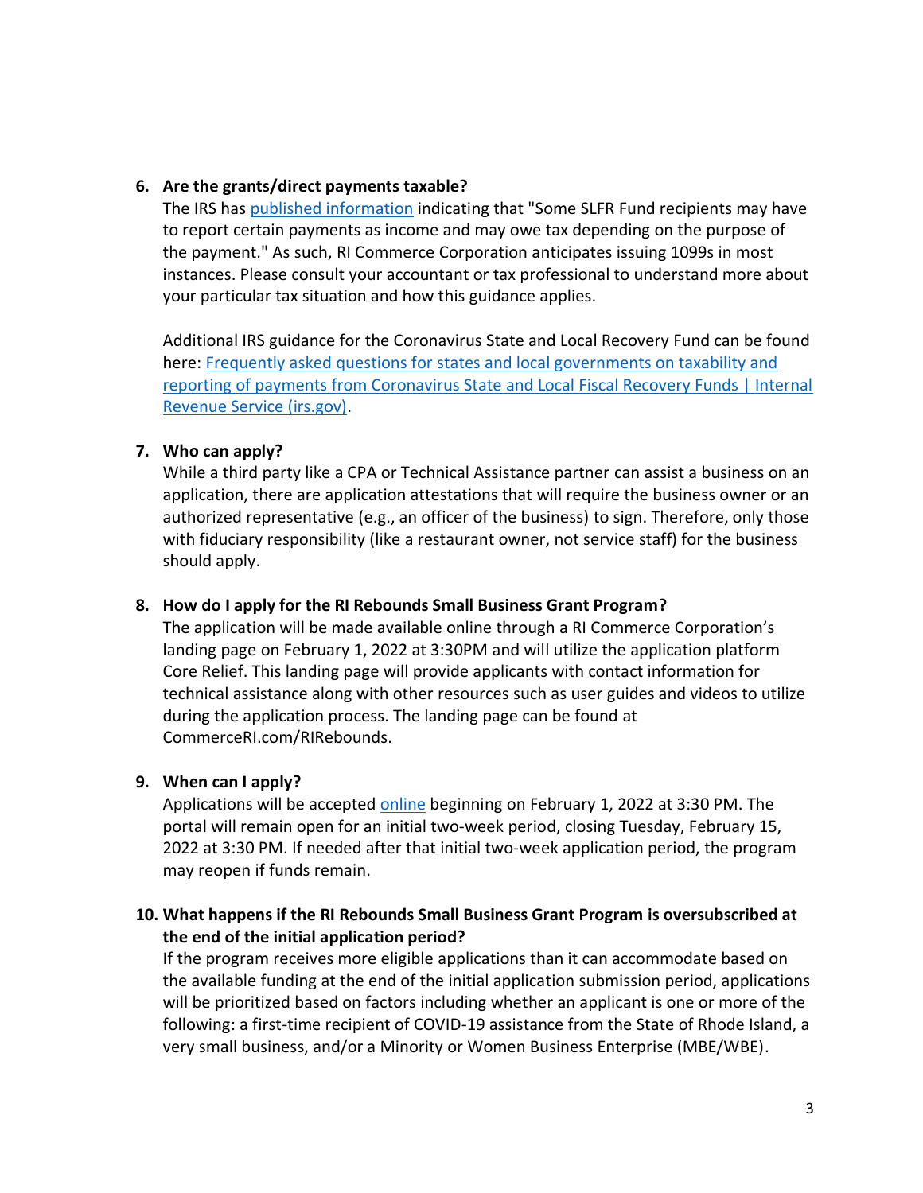6. **Are the grants/direct payments taxable?**
   The IRS has published information indicating that "Some SLFR Fund recipients may have to report certain payments as income and may owe tax depending on the purpose of the payment." As such, RI Commerce Corporation anticipates issuing 1099s in most instances. Please consult your accountant or tax professional to understand more about your particular tax situation and how this guidance applies.

   Additional IRS guidance for the Coronavirus State and Local Recovery Fund can be found here: Frequently asked questions for states and local governments on taxability and reporting of payments from Coronavirus State and Local Fiscal Recovery Funds | Internal Revenue Service (irs.gov).

7. **Who can apply?**
   While a third party like a CPA or Technical Assistance partner can assist a business on an application, there are application attestations that will require the business owner or an authorized representative (e.g., an officer of the business) to sign. Therefore, only those with fiduciary responsibility (like a restaurant owner, not service staff) for the business should apply.

8. **How do I apply for the RI Rebounds Small Business Grant Program?**
   The application will be made available online through a RI Commerce Corporation's landing page on February 1, 2022 at 3:30PM and will utilize the application platform Core Relief. This landing page will provide applicants with contact information for technical assistance along with other resources such as user guides and videos to utilize during the application process. The landing page can be found at CommerceRI.com/RIRebounds.

9. **When can I apply?**
   Applications will be accepted online beginning on February 1, 2022 at 3:30 PM. The portal will remain open for an initial two-week period, closing Tuesday, February 15, 2022 at 3:30 PM. If needed after that initial two-week application period, the program may reopen if funds remain.

10. **What happens if the RI Rebounds Small Business Grant Program is oversubscribed at the end of the initial application period?**
    If the program receives more eligible applications than it can accommodate based on the available funding at the end of the initial application submission period, applications will be prioritized based on factors including whether an applicant is one or more of the following: a first-time recipient of COVID-19 assistance from the State of Rhode Island, a very small business, and/or a Minority or Women Business Enterprise (MBE/WBE).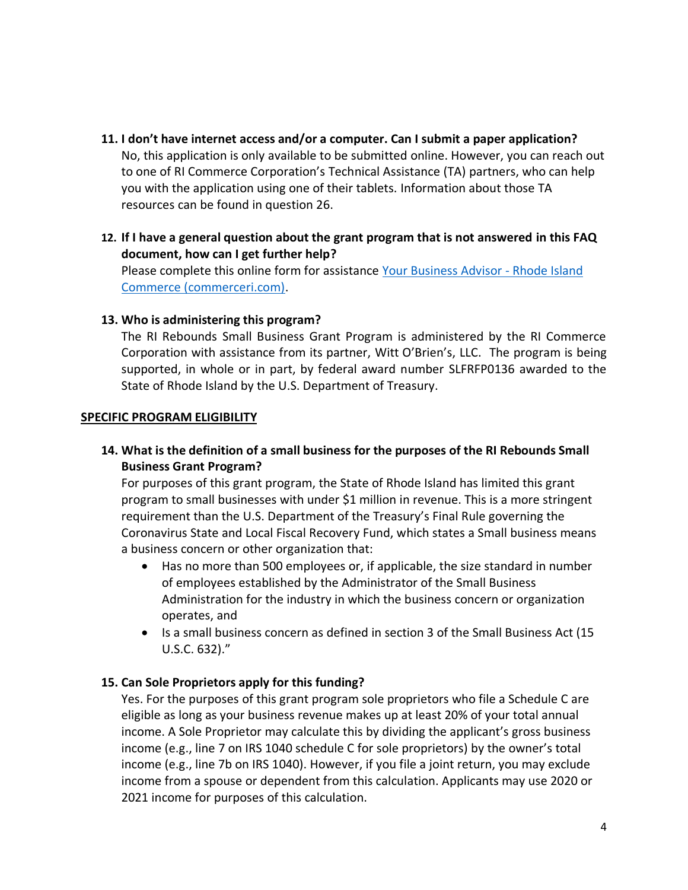11. **I don't have internet access and/or a computer. Can I submit a paper application?**
    No, this application is only available to be submitted online. However, you can reach out to one of RI Commerce Corporation's Technical Assistance (TA) partners, who can help you with the application using one of their tablets. Information about those TA resources can be found in question 26.

12. **If I have a general question about the grant program that is not answered in this FAQ document, how can I get further help?**
    Please complete this online form for assistance [Your Business Advisor - Rhode Island Commerce (commerceri.com)](https://commerceri.com).

13. **Who is administering this program?**
    The RI Rebounds Small Business Grant Program is administered by the RI Commerce Corporation with assistance from its partner, Witt O'Brien's, LLC. The program is being supported, in whole or in part, by federal award number SLFRFP0136 awarded to the State of Rhode Island by the U.S. Department of Treasury.

## SPECIFIC PROGRAM ELIGIBILITY

14. **What is the definition of a small business for the purposes of the RI Rebounds Small Business Grant Program?**
    For purposes of this grant program, the State of Rhode Island has limited this grant program to small businesses with under $1 million in revenue. This is a more stringent requirement than the U.S. Department of the Treasury's Final Rule governing the Coronavirus State and Local Fiscal Recovery Fund, which states a Small business means a business concern or other organization that:
    - Has no more than 500 employees or, if applicable, the size standard in number of employees established by the Administrator of the Small Business Administration for the industry in which the business concern or organization operates, and
    - Is a small business concern as defined in section 3 of the Small Business Act (15 U.S.C. 632)."

15. **Can Sole Proprietors apply for this funding?**
    Yes. For the purposes of this grant program sole proprietors who file a Schedule C are eligible as long as your business revenue makes up at least 20% of your total annual income. A Sole Proprietor may calculate this by dividing the applicant's gross business income (e.g., line 7 on IRS 1040 schedule C for sole proprietors) by the owner's total income (e.g., line 7b on IRS 1040). However, if you file a joint return, you may exclude income from a spouse or dependent from this calculation. Applicants may use 2020 or 2021 income for purposes of this calculation.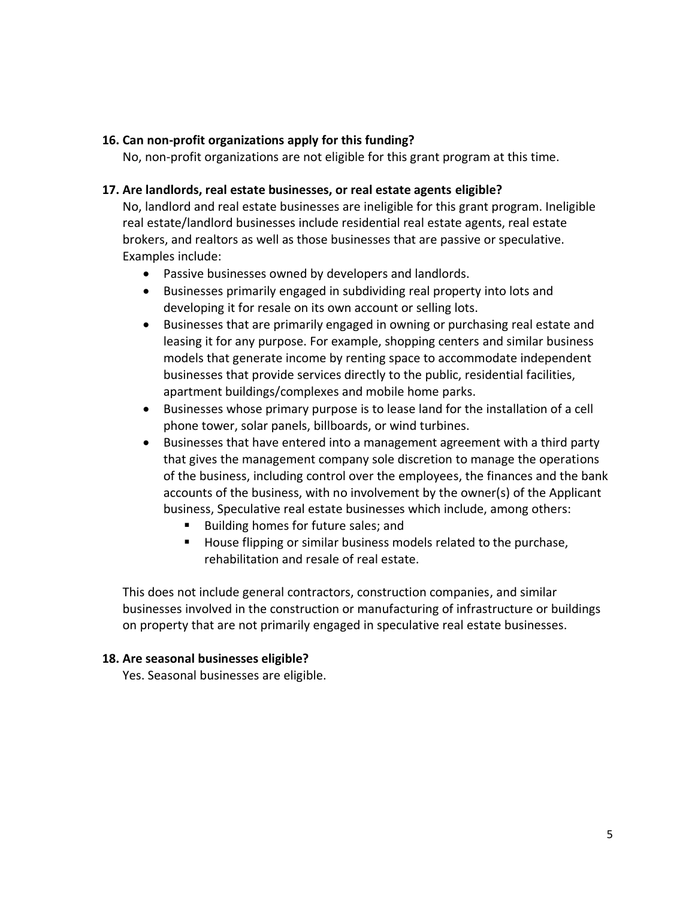**16. Can non-profit organizations apply for this funding?**

No, non-profit organizations are not eligible for this grant program at this time.

**17. Are landlords, real estate businesses, or real estate agents eligible?**

No, landlord and real estate businesses are ineligible for this grant program. Ineligible real estate/landlord businesses include residential real estate agents, real estate brokers, and realtors as well as those businesses that are passive or speculative. Examples include:

- Passive businesses owned by developers and landlords.
- Businesses primarily engaged in subdividing real property into lots and developing it for resale on its own account or selling lots.
- Businesses that are primarily engaged in owning or purchasing real estate and leasing it for any purpose. For example, shopping centers and similar business models that generate income by renting space to accommodate independent businesses that provide services directly to the public, residential facilities, apartment buildings/complexes and mobile home parks.
- Businesses whose primary purpose is to lease land for the installation of a cell phone tower, solar panels, billboards, or wind turbines.
- Businesses that have entered into a management agreement with a third party that gives the management company sole discretion to manage the operations of the business, including control over the employees, the finances and the bank accounts of the business, with no involvement by the owner(s) of the Applicant business, Speculative real estate businesses which include, among others:
  - Building homes for future sales; and
  - House flipping or similar business models related to the purchase, rehabilitation and resale of real estate.

This does not include general contractors, construction companies, and similar businesses involved in the construction or manufacturing of infrastructure or buildings on property that are not primarily engaged in speculative real estate businesses.

**18. Are seasonal businesses eligible?**

Yes. Seasonal businesses are eligible.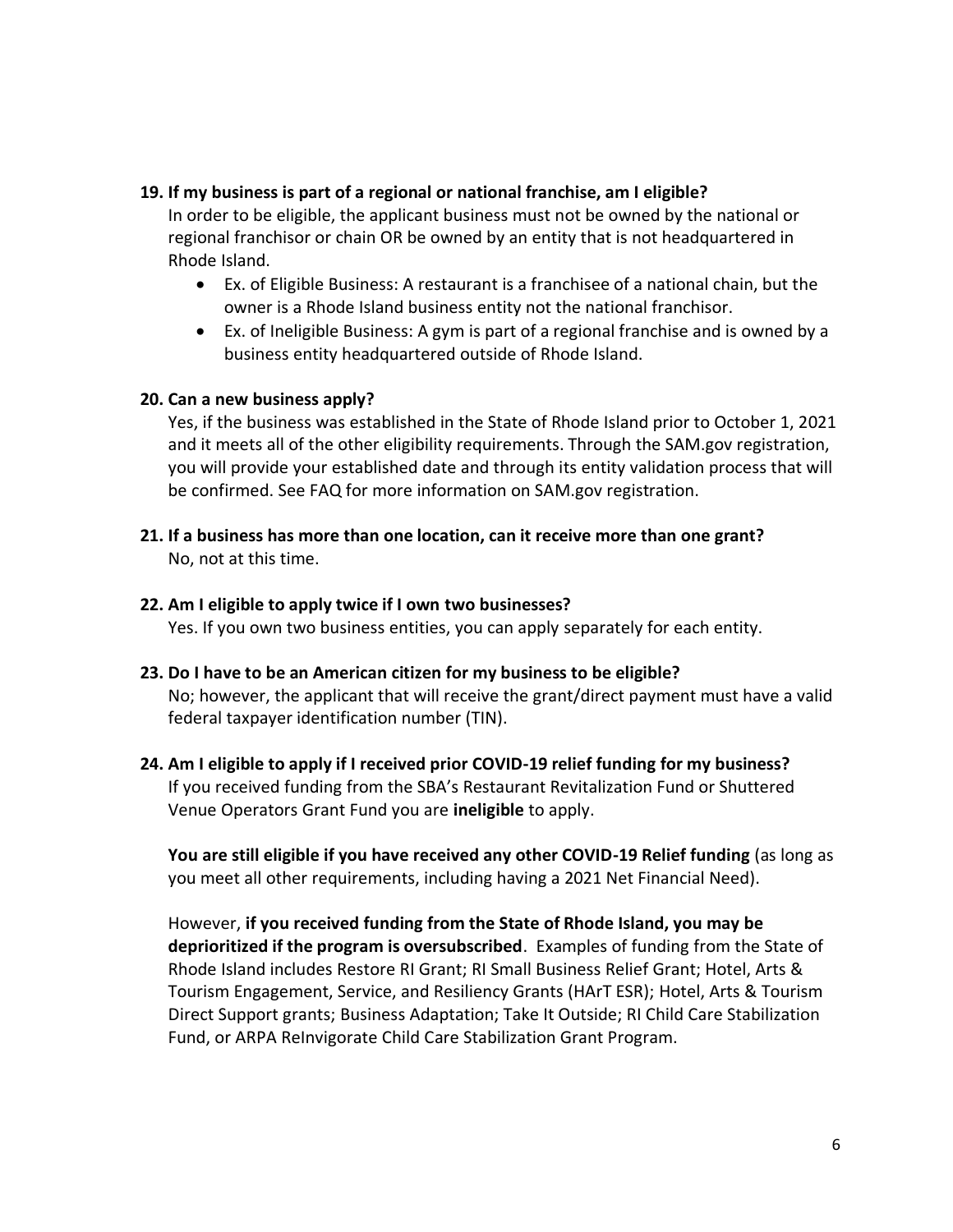**19. If my business is part of a regional or national franchise, am I eligible?**

In order to be eligible, the applicant business must not be owned by the national or regional franchisor or chain OR be owned by an entity that is not headquartered in Rhode Island.

- Ex. of Eligible Business: A restaurant is a franchisee of a national chain, but the owner is a Rhode Island business entity not the national franchisor.
- Ex. of Ineligible Business: A gym is part of a regional franchise and is owned by a business entity headquartered outside of Rhode Island.

**20. Can a new business apply?**

Yes, if the business was established in the State of Rhode Island prior to October 1, 2021 and it meets all of the other eligibility requirements. Through the SAM.gov registration, you will provide your established date and through its entity validation process that will be confirmed. See FAQ for more information on SAM.gov registration.

**21. If a business has more than one location, can it receive more than one grant?**

No, not at this time.

**22. Am I eligible to apply twice if I own two businesses?**

Yes. If you own two business entities, you can apply separately for each entity.

**23. Do I have to be an American citizen for my business to be eligible?**

No; however, the applicant that will receive the grant/direct payment must have a valid federal taxpayer identification number (TIN).

**24. Am I eligible to apply if I received prior COVID-19 relief funding for my business?**

If you received funding from the SBA's Restaurant Revitalization Fund or Shuttered Venue Operators Grant Fund you are **ineligible** to apply.

**You are still eligible if you have received any other COVID-19 Relief funding** (as long as you meet all other requirements, including having a 2021 Net Financial Need).

However, **if you received funding from the State of Rhode Island, you may be deprioritized if the program is oversubscribed**. Examples of funding from the State of Rhode Island includes Restore RI Grant; RI Small Business Relief Grant; Hotel, Arts & Tourism Engagement, Service, and Resiliency Grants (HArT ESR); Hotel, Arts & Tourism Direct Support grants; Business Adaptation; Take It Outside; RI Child Care Stabilization Fund, or ARPA ReInvigorate Child Care Stabilization Grant Program.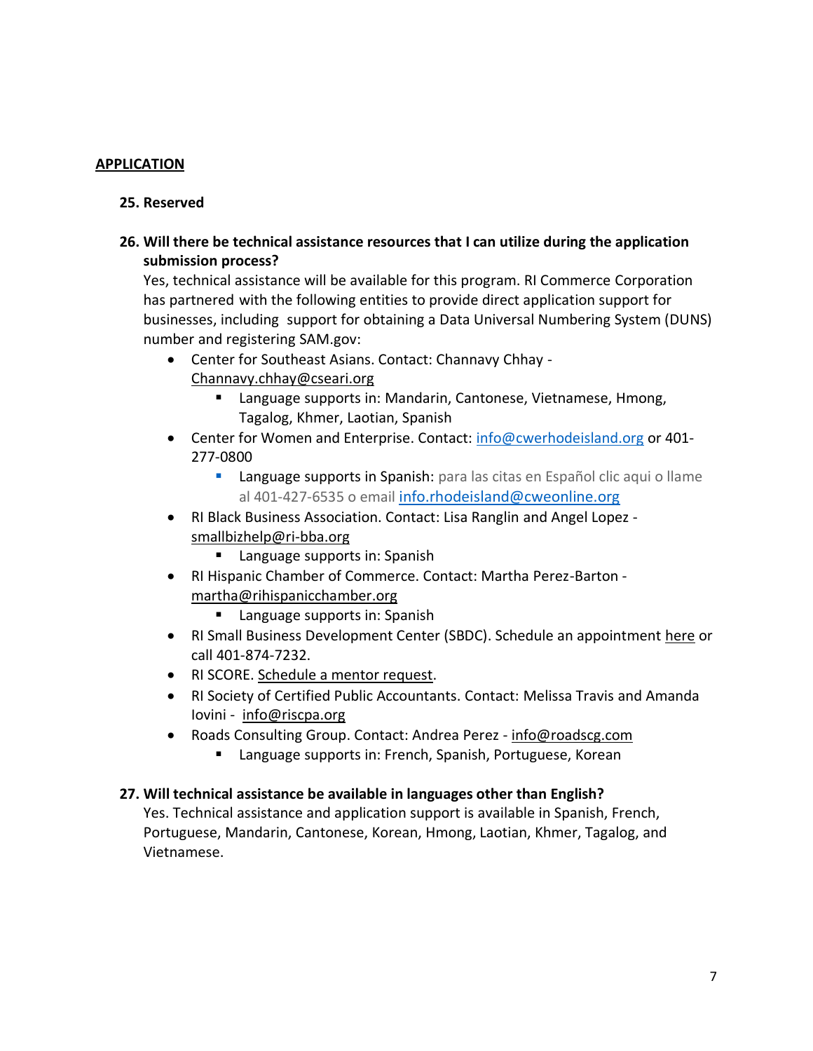## APPLICATION

### 25. Reserved

### 26. Will there be technical assistance resources that I can utilize during the application submission process?

Yes, technical assistance will be available for this program. RI Commerce Corporation has partnered with the following entities to provide direct application support for businesses, including support for obtaining a Data Universal Numbering System (DUNS) number and registering SAM.gov:

- Center for Southeast Asians. Contact: Channavy Chhay - Channavy.chhay@cseari.org
  - Language supports in: Mandarin, Cantonese, Vietnamese, Hmong, Tagalog, Khmer, Laotian, Spanish
- Center for Women and Enterprise. Contact: info@cwerhodeisland.org or 401-277-0800
  - Language supports in Spanish: para las citas en Español clic aqui o llame al 401-427-6535 o email info.rhodeisland@cweonline.org
- RI Black Business Association. Contact: Lisa Ranglin and Angel Lopez - smallbizhelp@ri-bba.org
  - Language supports in: Spanish
- RI Hispanic Chamber of Commerce. Contact: Martha Perez-Barton - martha@rihispanicchamber.org
  - Language supports in: Spanish
- RI Small Business Development Center (SBDC). Schedule an appointment here or call 401-874-7232.
- RI SCORE. Schedule a mentor request.
- RI Society of Certified Public Accountants. Contact: Melissa Travis and Amanda Iovini - info@riscpa.org
- Roads Consulting Group. Contact: Andrea Perez - info@roadscg.com
  - Language supports in: French, Spanish, Portuguese, Korean

### 27. Will technical assistance be available in languages other than English?

Yes. Technical assistance and application support is available in Spanish, French, Portuguese, Mandarin, Cantonese, Korean, Hmong, Laotian, Khmer, Tagalog, and Vietnamese.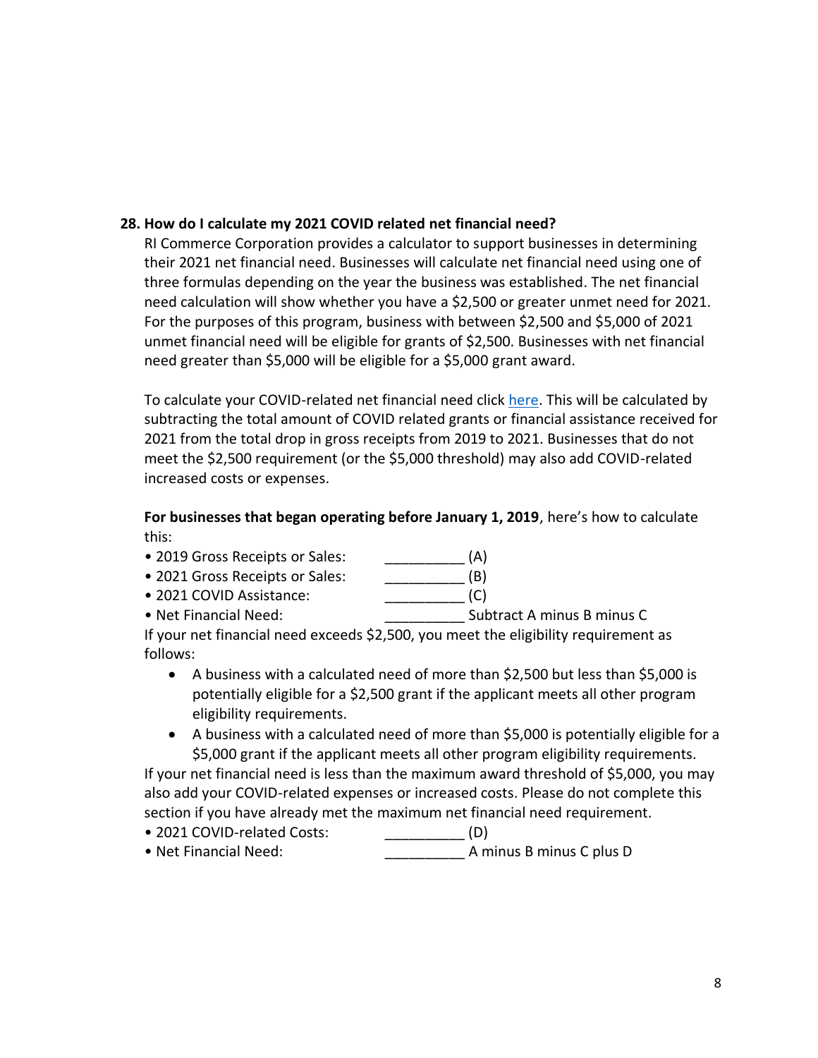**28. How do I calculate my 2021 COVID related net financial need?**

RI Commerce Corporation provides a calculator to support businesses in determining their 2021 net financial need. Businesses will calculate net financial need using one of three formulas depending on the year the business was established. The net financial need calculation will show whether you have a $2,500 or greater unmet need for 2021. For the purposes of this program, business with between $2,500 and $5,000 of 2021 unmet financial need will be eligible for grants of $2,500. Businesses with net financial need greater than $5,000 will be eligible for a $5,000 grant award.

To calculate your COVID-related net financial need click here. This will be calculated by subtracting the total amount of COVID related grants or financial assistance received for 2021 from the total drop in gross receipts from 2019 to 2021. Businesses that do not meet the $2,500 requirement (or the $5,000 threshold) may also add COVID-related increased costs or expenses.

**For businesses that began operating before January 1, 2019**, here's how to calculate this:

- 2019 Gross Receipts or Sales: __________ (A)
- 2021 Gross Receipts or Sales: __________ (B)
- 2021 COVID Assistance: __________ (C)
- Net Financial Need: __________ Subtract A minus B minus C

If your net financial need exceeds $2,500, you meet the eligibility requirement as follows:

- A business with a calculated need of more than $2,500 but less than $5,000 is potentially eligible for a $2,500 grant if the applicant meets all other program eligibility requirements.
- A business with a calculated need of more than $5,000 is potentially eligible for a $5,000 grant if the applicant meets all other program eligibility requirements.

If your net financial need is less than the maximum award threshold of $5,000, you may also add your COVID-related expenses or increased costs. Please do not complete this section if you have already met the maximum net financial need requirement.

- 2021 COVID-related Costs: __________ (D)
- Net Financial Need: __________ A minus B minus C plus D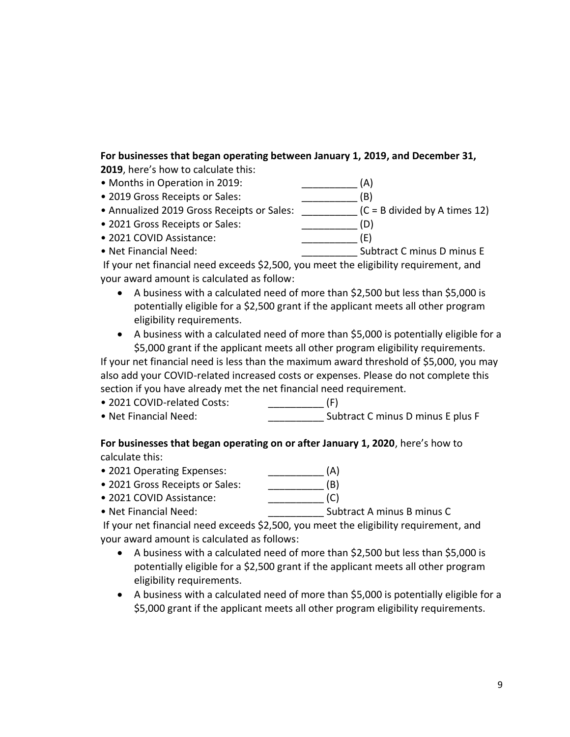**For businesses that began operating between January 1, 2019, and December 31, 2019**, here's how to calculate this:

- Months in Operation in 2019: __________ (A)
- 2019 Gross Receipts or Sales: __________ (B)
- Annualized 2019 Gross Receipts or Sales: __________ (C = B divided by A times 12)
- 2021 Gross Receipts or Sales: __________ (D)
- 2021 COVID Assistance: __________ (E)
- Net Financial Need: __________ Subtract C minus D minus E

If your net financial need exceeds $2,500, you meet the eligibility requirement, and your award amount is calculated as follow:

- A business with a calculated need of more than $2,500 but less than $5,000 is potentially eligible for a $2,500 grant if the applicant meets all other program eligibility requirements.
- A business with a calculated need of more than $5,000 is potentially eligible for a $5,000 grant if the applicant meets all other program eligibility requirements.

If your net financial need is less than the maximum award threshold of $5,000, you may also add your COVID-related increased costs or expenses. Please do not complete this section if you have already met the net financial need requirement.

- 2021 COVID-related Costs: __________ (F)
- Net Financial Need: __________ Subtract C minus D minus E plus F

**For businesses that began operating on or after January 1, 2020**, here's how to calculate this:

- 2021 Operating Expenses: __________ (A)
- 2021 Gross Receipts or Sales: __________ (B)
- 2021 COVID Assistance: __________ (C)
- Net Financial Need: __________ Subtract A minus B minus C

If your net financial need exceeds $2,500, you meet the eligibility requirement, and your award amount is calculated as follows:

- A business with a calculated need of more than $2,500 but less than $5,000 is potentially eligible for a $2,500 grant if the applicant meets all other program eligibility requirements.
- A business with a calculated need of more than $5,000 is potentially eligible for a $5,000 grant if the applicant meets all other program eligibility requirements.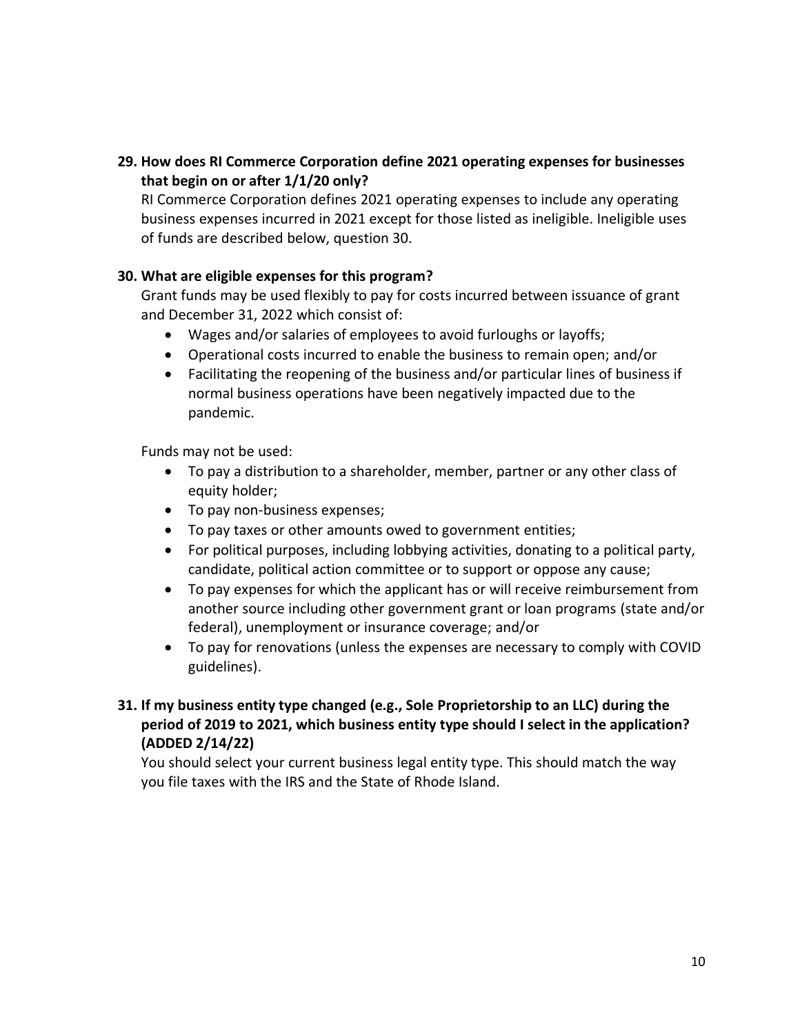**29. How does RI Commerce Corporation define 2021 operating expenses for businesses that begin on or after 1/1/20 only?**

RI Commerce Corporation defines 2021 operating expenses to include any operating business expenses incurred in 2021 except for those listed as ineligible. Ineligible uses of funds are described below, question 30.

**30. What are eligible expenses for this program?**

Grant funds may be used flexibly to pay for costs incurred between issuance of grant and December 31, 2022 which consist of:

- Wages and/or salaries of employees to avoid furloughs or layoffs;
- Operational costs incurred to enable the business to remain open; and/or
- Facilitating the reopening of the business and/or particular lines of business if normal business operations have been negatively impacted due to the pandemic.

Funds may not be used:

- To pay a distribution to a shareholder, member, partner or any other class of equity holder;
- To pay non-business expenses;
- To pay taxes or other amounts owed to government entities;
- For political purposes, including lobbying activities, donating to a political party, candidate, political action committee or to support or oppose any cause;
- To pay expenses for which the applicant has or will receive reimbursement from another source including other government grant or loan programs (state and/or federal), unemployment or insurance coverage; and/or
- To pay for renovations (unless the expenses are necessary to comply with COVID guidelines).

**31. If my business entity type changed (e.g., Sole Proprietorship to an LLC) during the period of 2019 to 2021, which business entity type should I select in the application? (ADDED 2/14/22)**

You should select your current business legal entity type. This should match the way you file taxes with the IRS and the State of Rhode Island.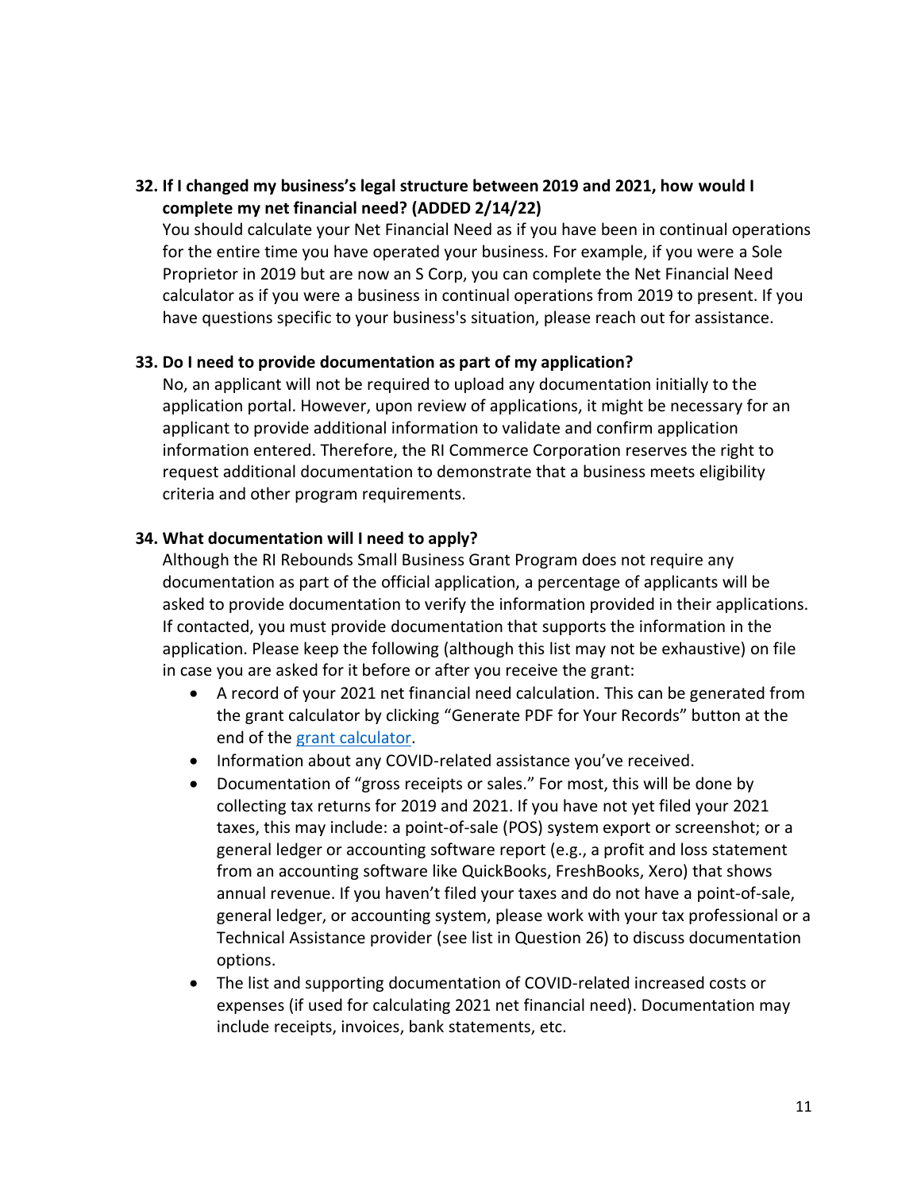**32. If I changed my business's legal structure between 2019 and 2021, how would I complete my net financial need? (ADDED 2/14/22)**

You should calculate your Net Financial Need as if you have been in continual operations for the entire time you have operated your business. For example, if you were a Sole Proprietor in 2019 but are now an S Corp, you can complete the Net Financial Need calculator as if you were a business in continual operations from 2019 to present. If you have questions specific to your business's situation, please reach out for assistance.

**33. Do I need to provide documentation as part of my application?**

No, an applicant will not be required to upload any documentation initially to the application portal. However, upon review of applications, it might be necessary for an applicant to provide additional information to validate and confirm application information entered. Therefore, the RI Commerce Corporation reserves the right to request additional documentation to demonstrate that a business meets eligibility criteria and other program requirements.

**34. What documentation will I need to apply?**

Although the RI Rebounds Small Business Grant Program does not require any documentation as part of the official application, a percentage of applicants will be asked to provide documentation to verify the information provided in their applications. If contacted, you must provide documentation that supports the information in the application. Please keep the following (although this list may not be exhaustive) on file in case you are asked for it before or after you receive the grant:

- A record of your 2021 net financial need calculation. This can be generated from the grant calculator by clicking "Generate PDF for Your Records" button at the end of the grant calculator.
- Information about any COVID-related assistance you've received.
- Documentation of "gross receipts or sales." For most, this will be done by collecting tax returns for 2019 and 2021. If you have not yet filed your 2021 taxes, this may include: a point-of-sale (POS) system export or screenshot; or a general ledger or accounting software report (e.g., a profit and loss statement from an accounting software like QuickBooks, FreshBooks, Xero) that shows annual revenue. If you haven't filed your taxes and do not have a point-of-sale, general ledger, or accounting system, please work with your tax professional or a Technical Assistance provider (see list in Question 26) to discuss documentation options.
- The list and supporting documentation of COVID-related increased costs or expenses (if used for calculating 2021 net financial need). Documentation may include receipts, invoices, bank statements, etc.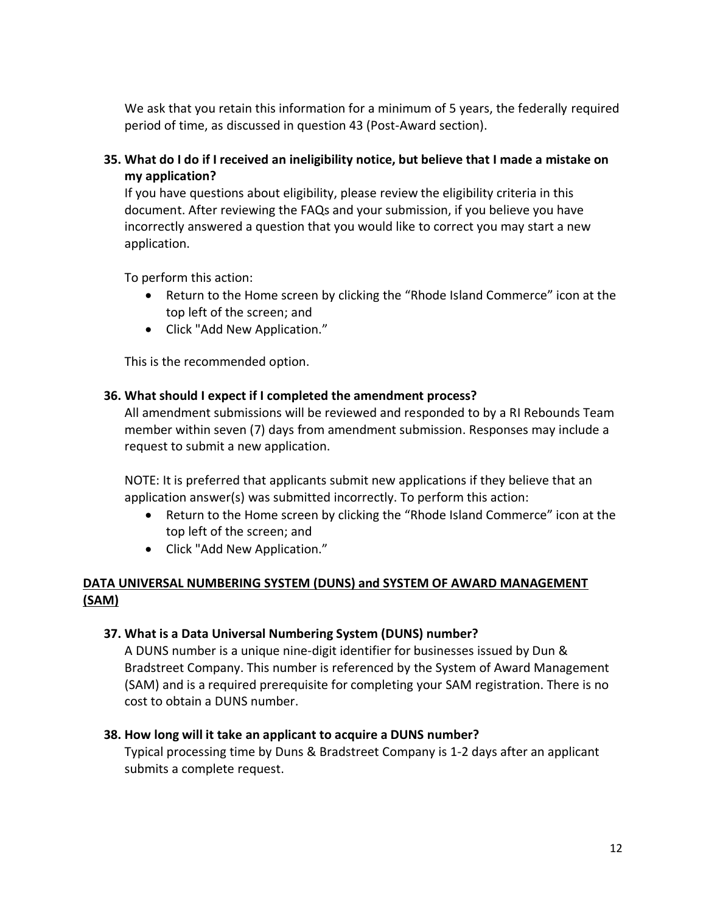We ask that you retain this information for a minimum of 5 years, the federally required period of time, as discussed in question 43 (Post-Award section).

**35. What do I do if I received an ineligibility notice, but believe that I made a mistake on my application?**

If you have questions about eligibility, please review the eligibility criteria in this document. After reviewing the FAQs and your submission, if you believe you have incorrectly answered a question that you would like to correct you may start a new application.

To perform this action:

- Return to the Home screen by clicking the "Rhode Island Commerce" icon at the top left of the screen; and
- Click "Add New Application."

This is the recommended option.

**36. What should I expect if I completed the amendment process?**

All amendment submissions will be reviewed and responded to by a RI Rebounds Team member within seven (7) days from amendment submission. Responses may include a request to submit a new application.

NOTE: It is preferred that applicants submit new applications if they believe that an application answer(s) was submitted incorrectly. To perform this action:

- Return to the Home screen by clicking the "Rhode Island Commerce" icon at the top left of the screen; and
- Click "Add New Application."

## DATA UNIVERSAL NUMBERING SYSTEM (DUNS) and SYSTEM OF AWARD MANAGEMENT (SAM)

**37. What is a Data Universal Numbering System (DUNS) number?**

A DUNS number is a unique nine-digit identifier for businesses issued by Dun & Bradstreet Company. This number is referenced by the System of Award Management (SAM) and is a required prerequisite for completing your SAM registration. There is no cost to obtain a DUNS number.

**38. How long will it take an applicant to acquire a DUNS number?**

Typical processing time by Duns & Bradstreet Company is 1-2 days after an applicant submits a complete request.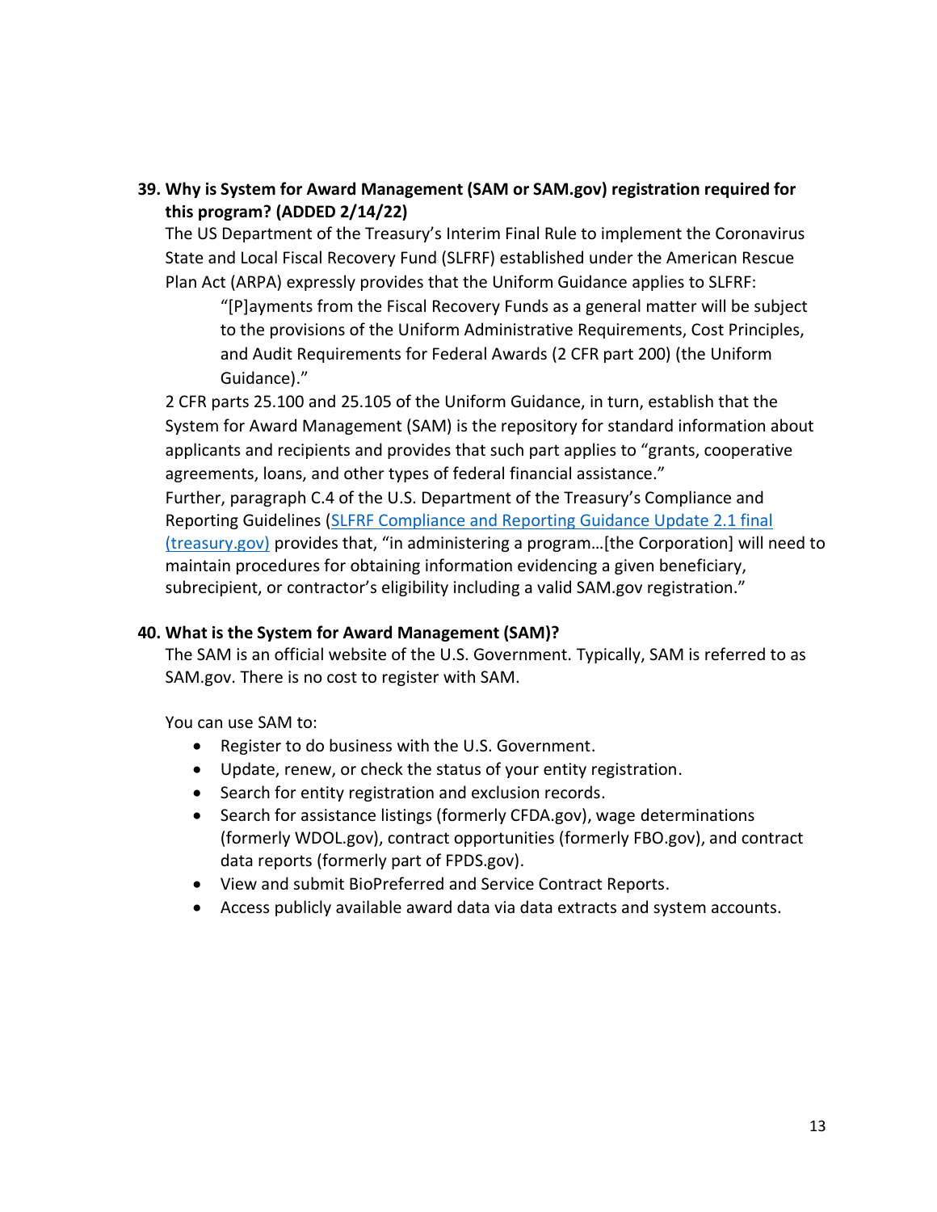**39. Why is System for Award Management (SAM or SAM.gov) registration required for this program? (ADDED 2/14/22)**

The US Department of the Treasury's Interim Final Rule to implement the Coronavirus State and Local Fiscal Recovery Fund (SLFRF) established under the American Rescue Plan Act (ARPA) expressly provides that the Uniform Guidance applies to SLFRF:

> "[P]ayments from the Fiscal Recovery Funds as a general matter will be subject to the provisions of the Uniform Administrative Requirements, Cost Principles, and Audit Requirements for Federal Awards (2 CFR part 200) (the Uniform Guidance)."

2 CFR parts 25.100 and 25.105 of the Uniform Guidance, in turn, establish that the System for Award Management (SAM) is the repository for standard information about applicants and recipients and provides that such part applies to "grants, cooperative agreements, loans, and other types of federal financial assistance."

Further, paragraph C.4 of the U.S. Department of the Treasury's Compliance and Reporting Guidelines (SLFRF Compliance and Reporting Guidance Update 2.1 final (treasury.gov)) provides that, "in administering a program…[the Corporation] will need to maintain procedures for obtaining information evidencing a given beneficiary, subrecipient, or contractor's eligibility including a valid SAM.gov registration."

**40. What is the System for Award Management (SAM)?**

The SAM is an official website of the U.S. Government. Typically, SAM is referred to as SAM.gov. There is no cost to register with SAM.

You can use SAM to:

- Register to do business with the U.S. Government.
- Update, renew, or check the status of your entity registration.
- Search for entity registration and exclusion records.
- Search for assistance listings (formerly CFDA.gov), wage determinations (formerly WDOL.gov), contract opportunities (formerly FBO.gov), and contract data reports (formerly part of FPDS.gov).
- View and submit BioPreferred and Service Contract Reports.
- Access publicly available award data via data extracts and system accounts.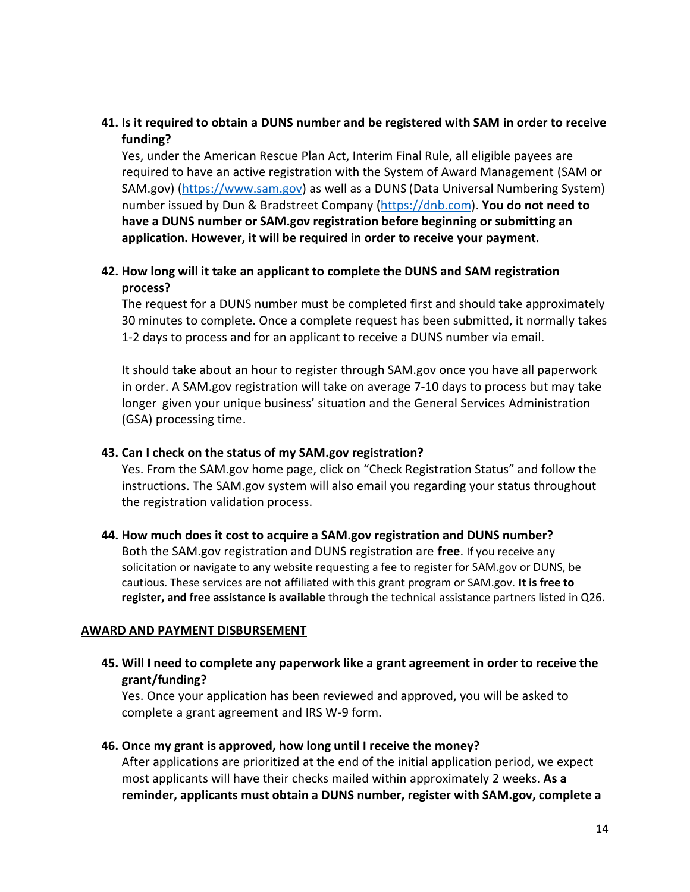**41. Is it required to obtain a DUNS number and be registered with SAM in order to receive funding?**

Yes, under the American Rescue Plan Act, Interim Final Rule, all eligible payees are required to have an active registration with the System of Award Management (SAM or SAM.gov) (https://www.sam.gov) as well as a DUNS (Data Universal Numbering System) number issued by Dun & Bradstreet Company (https://dnb.com). **You do not need to have a DUNS number or SAM.gov registration before beginning or submitting an application. However, it will be required in order to receive your payment.**

**42. How long will it take an applicant to complete the DUNS and SAM registration process?**

The request for a DUNS number must be completed first and should take approximately 30 minutes to complete. Once a complete request has been submitted, it normally takes 1-2 days to process and for an applicant to receive a DUNS number via email.

It should take about an hour to register through SAM.gov once you have all paperwork in order. A SAM.gov registration will take on average 7-10 days to process but may take longer given your unique business' situation and the General Services Administration (GSA) processing time.

**43. Can I check on the status of my SAM.gov registration?**

Yes. From the SAM.gov home page, click on "Check Registration Status" and follow the instructions. The SAM.gov system will also email you regarding your status throughout the registration validation process.

**44. How much does it cost to acquire a SAM.gov registration and DUNS number?**

Both the SAM.gov registration and DUNS registration are **free**. If you receive any solicitation or navigate to any website requesting a fee to register for SAM.gov or DUNS, be cautious. These services are not affiliated with this grant program or SAM.gov. **It is free to register, and free assistance is available** through the technical assistance partners listed in Q26.

## AWARD AND PAYMENT DISBURSEMENT

**45. Will I need to complete any paperwork like a grant agreement in order to receive the grant/funding?**

Yes. Once your application has been reviewed and approved, you will be asked to complete a grant agreement and IRS W-9 form.

**46. Once my grant is approved, how long until I receive the money?**

After applications are prioritized at the end of the initial application period, we expect most applicants will have their checks mailed within approximately 2 weeks. **As a reminder, applicants must obtain a DUNS number, register with SAM.gov, complete a**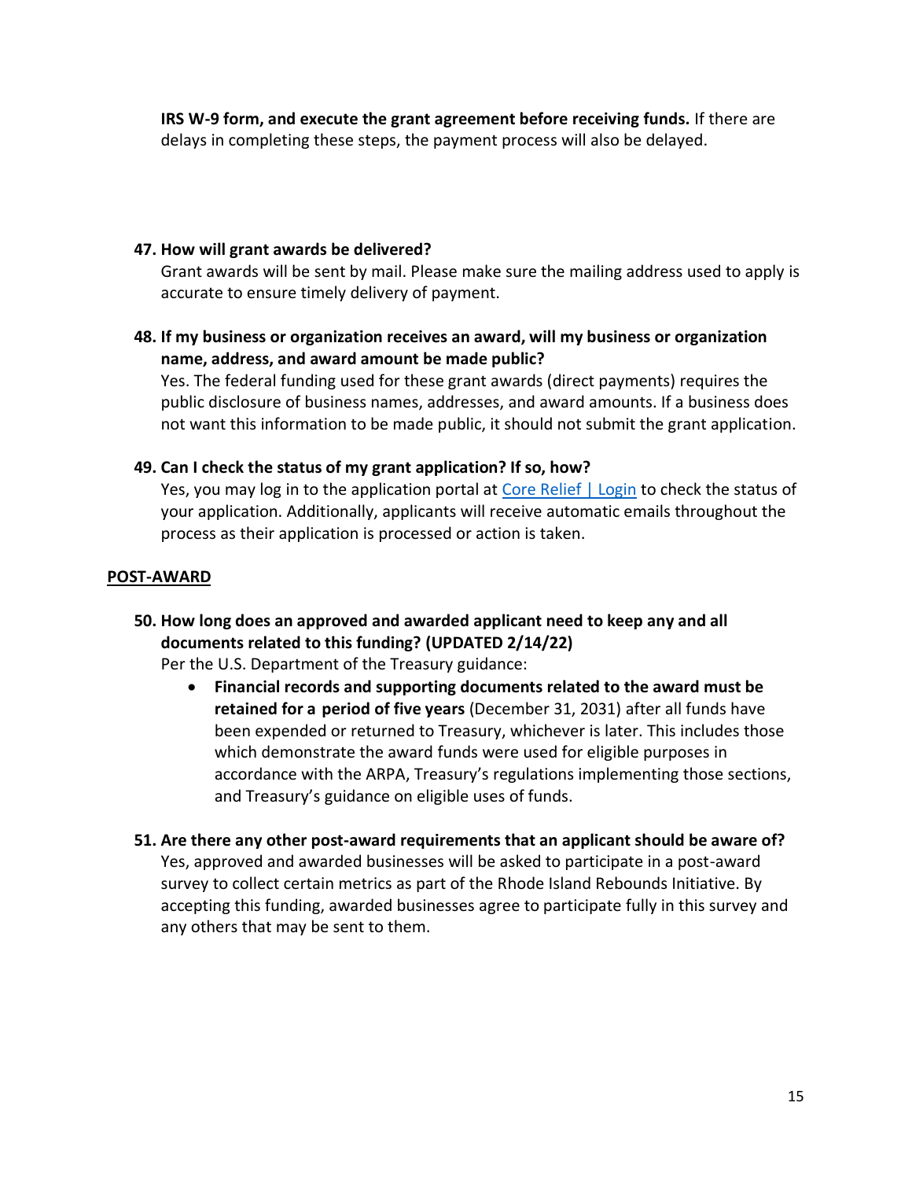**IRS W-9 form, and execute the grant agreement before receiving funds.** If there are delays in completing these steps, the payment process will also be delayed.

**47. How will grant awards be delivered?**

Grant awards will be sent by mail. Please make sure the mailing address used to apply is accurate to ensure timely delivery of payment.

**48. If my business or organization receives an award, will my business or organization name, address, and award amount be made public?**

Yes. The federal funding used for these grant awards (direct payments) requires the public disclosure of business names, addresses, and award amounts. If a business does not want this information to be made public, it should not submit the grant application.

**49. Can I check the status of my grant application? If so, how?**

Yes, you may log in to the application portal at [Core Relief | Login] to check the status of your application. Additionally, applicants will receive automatic emails throughout the process as their application is processed or action is taken.

## POST-AWARD

**50. How long does an approved and awarded applicant need to keep any and all documents related to this funding? (UPDATED 2/14/22)**

Per the U.S. Department of the Treasury guidance:

- **Financial records and supporting documents related to the award must be retained for a period of five years** (December 31, 2031) after all funds have been expended or returned to Treasury, whichever is later. This includes those which demonstrate the award funds were used for eligible purposes in accordance with the ARPA, Treasury's regulations implementing those sections, and Treasury's guidance on eligible uses of funds.

**51. Are there any other post-award requirements that an applicant should be aware of?**

Yes, approved and awarded businesses will be asked to participate in a post-award survey to collect certain metrics as part of the Rhode Island Rebounds Initiative. By accepting this funding, awarded businesses agree to participate fully in this survey and any others that may be sent to them.